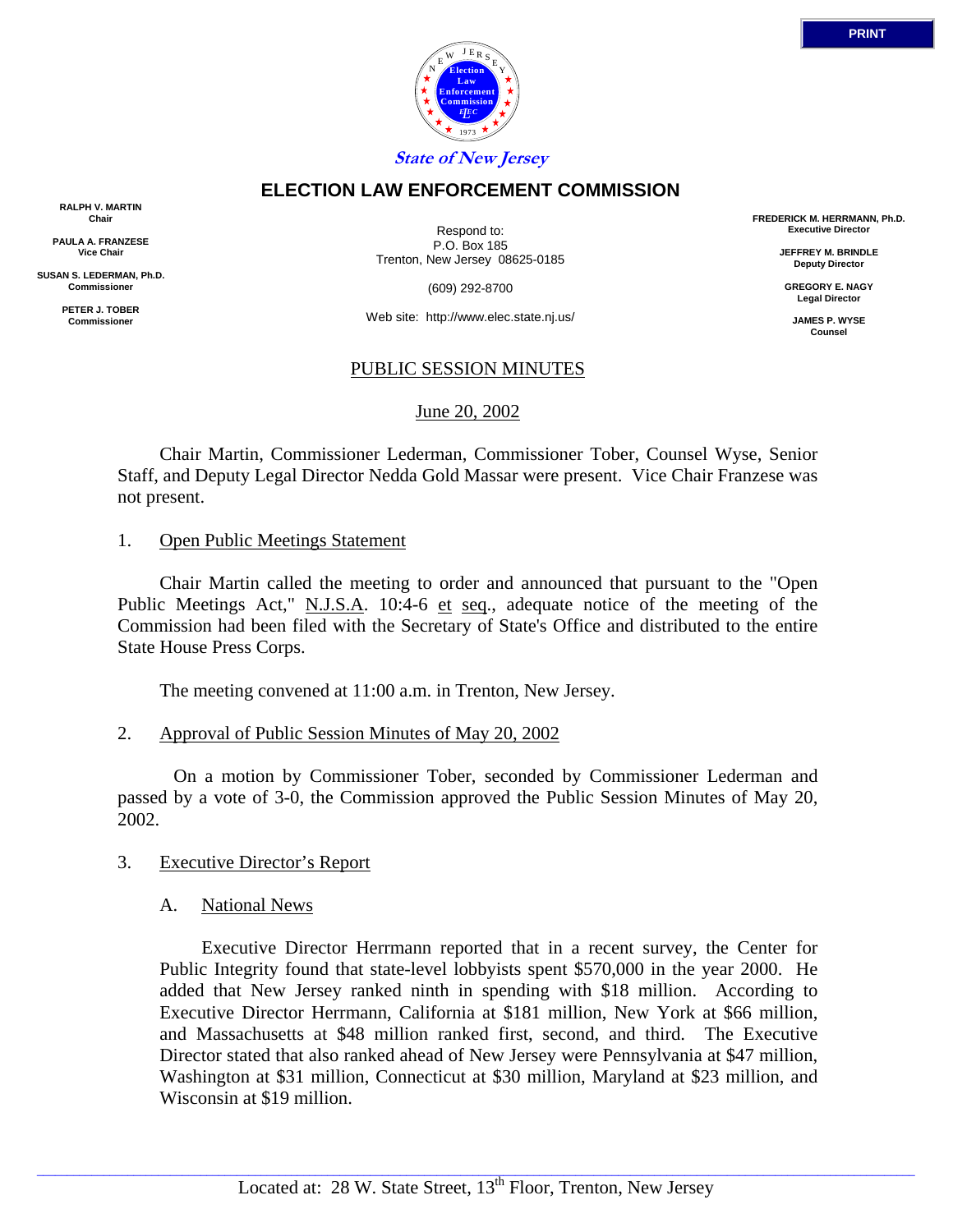# ELECTION LAW ENFORCEMENT COMMISSION

State of New Jersey

**RALPH V. MARTIN**
Chair

**PAULA A. FRANZESE**
Vice Chair

**SUSAN S. LEDERMAN, Ph.D.**
Commissioner

**PETER J. TOBER**
Commissioner

Respond to:
P.O. Box 185
Trenton, New Jersey 08625-0185

(609) 292-8700

Web site: http://www.elec.state.nj.us/

**FREDERICK M. HERRMANN, Ph.D.**
Executive Director

**JEFFREY M. BRINDLE**
Deputy Director

**GREGORY E. NAGY**
Legal Director

**JAMES P. WYSE**
Counsel

## PUBLIC SESSION MINUTES

June 20, 2002

Chair Martin, Commissioner Lederman, Commissioner Tober, Counsel Wyse, Senior Staff, and Deputy Legal Director Nedda Gold Massar were present. Vice Chair Franzese was not present.

1. Open Public Meetings Statement

Chair Martin called the meeting to order and announced that pursuant to the "Open Public Meetings Act," N.J.S.A. 10:4-6 et seq., adequate notice of the meeting of the Commission had been filed with the Secretary of State's Office and distributed to the entire State House Press Corps.

The meeting convened at 11:00 a.m. in Trenton, New Jersey.

2. Approval of Public Session Minutes of May 20, 2002

On a motion by Commissioner Tober, seconded by Commissioner Lederman and passed by a vote of 3-0, the Commission approved the Public Session Minutes of May 20, 2002.

3. Executive Director's Report

A. National News

Executive Director Herrmann reported that in a recent survey, the Center for Public Integrity found that state-level lobbyists spent $570,000 in the year 2000. He added that New Jersey ranked ninth in spending with $18 million. According to Executive Director Herrmann, California at $181 million, New York at $66 million, and Massachusetts at $48 million ranked first, second, and third. The Executive Director stated that also ranked ahead of New Jersey were Pennsylvania at $47 million, Washington at $31 million, Connecticut at $30 million, Maryland at $23 million, and Wisconsin at $19 million.

Located at: 28 W. State Street, 13th Floor, Trenton, New Jersey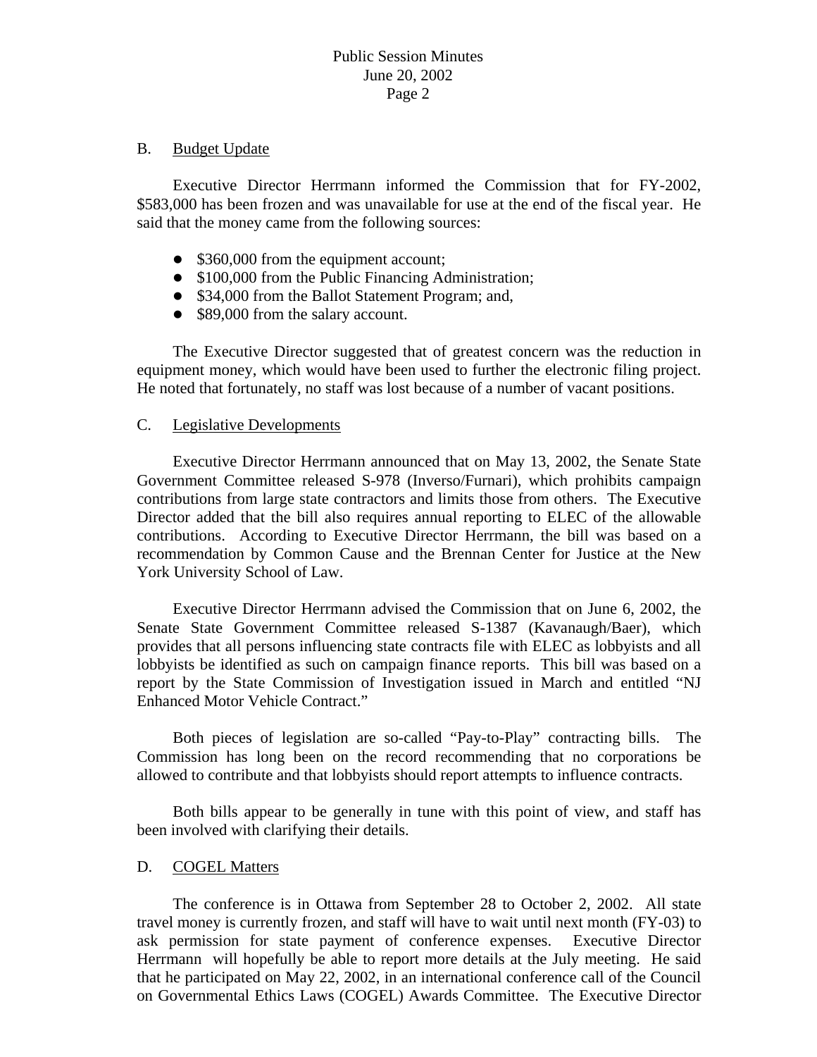## B. Budget Update

Executive Director Herrmann informed the Commission that for FY-2002, $583,000 has been frozen and was unavailable for use at the end of the fiscal year. He said that the money came from the following sources:

- $360,000 from the equipment account;
- $100,000 from the Public Financing Administration;
- $34,000 from the Ballot Statement Program; and,
- $89,000 from the salary account.

The Executive Director suggested that of greatest concern was the reduction in equipment money, which would have been used to further the electronic filing project. He noted that fortunately, no staff was lost because of a number of vacant positions.

## C. Legislative Developments

Executive Director Herrmann announced that on May 13, 2002, the Senate State Government Committee released S-978 (Inverso/Furnari), which prohibits campaign contributions from large state contractors and limits those from others. The Executive Director added that the bill also requires annual reporting to ELEC of the allowable contributions. According to Executive Director Herrmann, the bill was based on a recommendation by Common Cause and the Brennan Center for Justice at the New York University School of Law.

Executive Director Herrmann advised the Commission that on June 6, 2002, the Senate State Government Committee released S-1387 (Kavanaugh/Baer), which provides that all persons influencing state contracts file with ELEC as lobbyists and all lobbyists be identified as such on campaign finance reports. This bill was based on a report by the State Commission of Investigation issued in March and entitled "NJ Enhanced Motor Vehicle Contract."

Both pieces of legislation are so-called "Pay-to-Play" contracting bills. The Commission has long been on the record recommending that no corporations be allowed to contribute and that lobbyists should report attempts to influence contracts.

Both bills appear to be generally in tune with this point of view, and staff has been involved with clarifying their details.

## D. COGEL Matters

The conference is in Ottawa from September 28 to October 2, 2002. All state travel money is currently frozen, and staff will have to wait until next month (FY-03) to ask permission for state payment of conference expenses. Executive Director Herrmann will hopefully be able to report more details at the July meeting. He said that he participated on May 22, 2002, in an international conference call of the Council on Governmental Ethics Laws (COGEL) Awards Committee. The Executive Director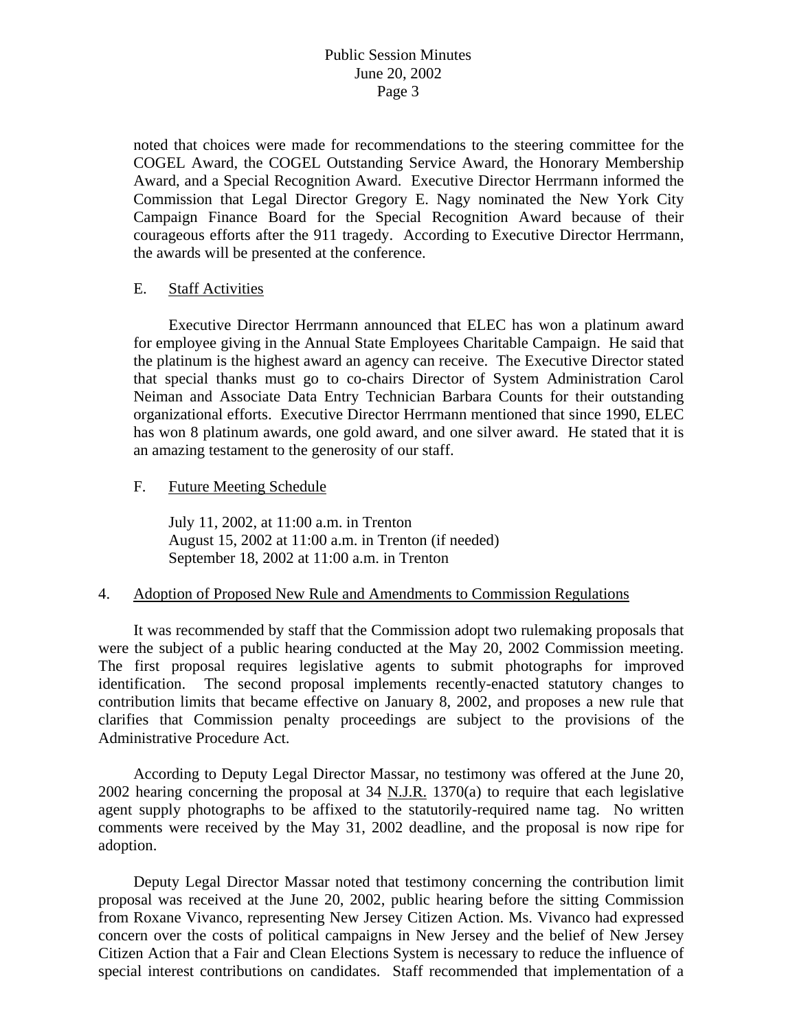noted that choices were made for recommendations to the steering committee for the COGEL Award, the COGEL Outstanding Service Award, the Honorary Membership Award, and a Special Recognition Award. Executive Director Herrmann informed the Commission that Legal Director Gregory E. Nagy nominated the New York City Campaign Finance Board for the Special Recognition Award because of their courageous efforts after the 911 tragedy. According to Executive Director Herrmann, the awards will be presented at the conference.

E. Staff Activities

Executive Director Herrmann announced that ELEC has won a platinum award for employee giving in the Annual State Employees Charitable Campaign. He said that the platinum is the highest award an agency can receive. The Executive Director stated that special thanks must go to co-chairs Director of System Administration Carol Neiman and Associate Data Entry Technician Barbara Counts for their outstanding organizational efforts. Executive Director Herrmann mentioned that since 1990, ELEC has won 8 platinum awards, one gold award, and one silver award. He stated that it is an amazing testament to the generosity of our staff.

F. Future Meeting Schedule

July 11, 2002, at 11:00 a.m. in Trenton
August 15, 2002 at 11:00 a.m. in Trenton (if needed)
September 18, 2002 at 11:00 a.m. in Trenton

4. Adoption of Proposed New Rule and Amendments to Commission Regulations

It was recommended by staff that the Commission adopt two rulemaking proposals that were the subject of a public hearing conducted at the May 20, 2002 Commission meeting. The first proposal requires legislative agents to submit photographs for improved identification. The second proposal implements recently-enacted statutory changes to contribution limits that became effective on January 8, 2002, and proposes a new rule that clarifies that Commission penalty proceedings are subject to the provisions of the Administrative Procedure Act.

According to Deputy Legal Director Massar, no testimony was offered at the June 20, 2002 hearing concerning the proposal at 34 N.J.R. 1370(a) to require that each legislative agent supply photographs to be affixed to the statutorily-required name tag. No written comments were received by the May 31, 2002 deadline, and the proposal is now ripe for adoption.

Deputy Legal Director Massar noted that testimony concerning the contribution limit proposal was received at the June 20, 2002, public hearing before the sitting Commission from Roxane Vivanco, representing New Jersey Citizen Action. Ms. Vivanco had expressed concern over the costs of political campaigns in New Jersey and the belief of New Jersey Citizen Action that a Fair and Clean Elections System is necessary to reduce the influence of special interest contributions on candidates. Staff recommended that implementation of a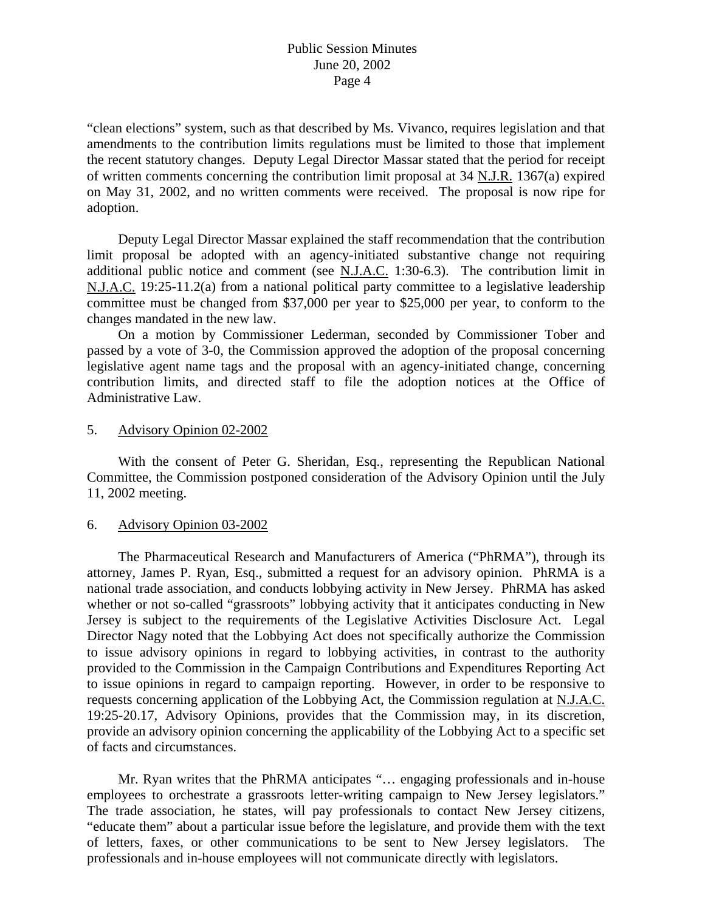"clean elections" system, such as that described by Ms. Vivanco, requires legislation and that amendments to the contribution limits regulations must be limited to those that implement the recent statutory changes. Deputy Legal Director Massar stated that the period for receipt of written comments concerning the contribution limit proposal at 34 N.J.R. 1367(a) expired on May 31, 2002, and no written comments were received. The proposal is now ripe for adoption.

Deputy Legal Director Massar explained the staff recommendation that the contribution limit proposal be adopted with an agency-initiated substantive change not requiring additional public notice and comment (see N.J.A.C. 1:30-6.3). The contribution limit in N.J.A.C. 19:25-11.2(a) from a national political party committee to a legislative leadership committee must be changed from $37,000 per year to $25,000 per year, to conform to the changes mandated in the new law.

On a motion by Commissioner Lederman, seconded by Commissioner Tober and passed by a vote of 3-0, the Commission approved the adoption of the proposal concerning legislative agent name tags and the proposal with an agency-initiated change, concerning contribution limits, and directed staff to file the adoption notices at the Office of Administrative Law.

5. Advisory Opinion 02-2002

With the consent of Peter G. Sheridan, Esq., representing the Republican National Committee, the Commission postponed consideration of the Advisory Opinion until the July 11, 2002 meeting.

6. Advisory Opinion 03-2002

The Pharmaceutical Research and Manufacturers of America ("PhRMA"), through its attorney, James P. Ryan, Esq., submitted a request for an advisory opinion. PhRMA is a national trade association, and conducts lobbying activity in New Jersey. PhRMA has asked whether or not so-called "grassroots" lobbying activity that it anticipates conducting in New Jersey is subject to the requirements of the Legislative Activities Disclosure Act. Legal Director Nagy noted that the Lobbying Act does not specifically authorize the Commission to issue advisory opinions in regard to lobbying activities, in contrast to the authority provided to the Commission in the Campaign Contributions and Expenditures Reporting Act to issue opinions in regard to campaign reporting. However, in order to be responsive to requests concerning application of the Lobbying Act, the Commission regulation at N.J.A.C. 19:25-20.17, Advisory Opinions, provides that the Commission may, in its discretion, provide an advisory opinion concerning the applicability of the Lobbying Act to a specific set of facts and circumstances.

Mr. Ryan writes that the PhRMA anticipates "… engaging professionals and in-house employees to orchestrate a grassroots letter-writing campaign to New Jersey legislators." The trade association, he states, will pay professionals to contact New Jersey citizens, "educate them" about a particular issue before the legislature, and provide them with the text of letters, faxes, or other communications to be sent to New Jersey legislators. The professionals and in-house employees will not communicate directly with legislators.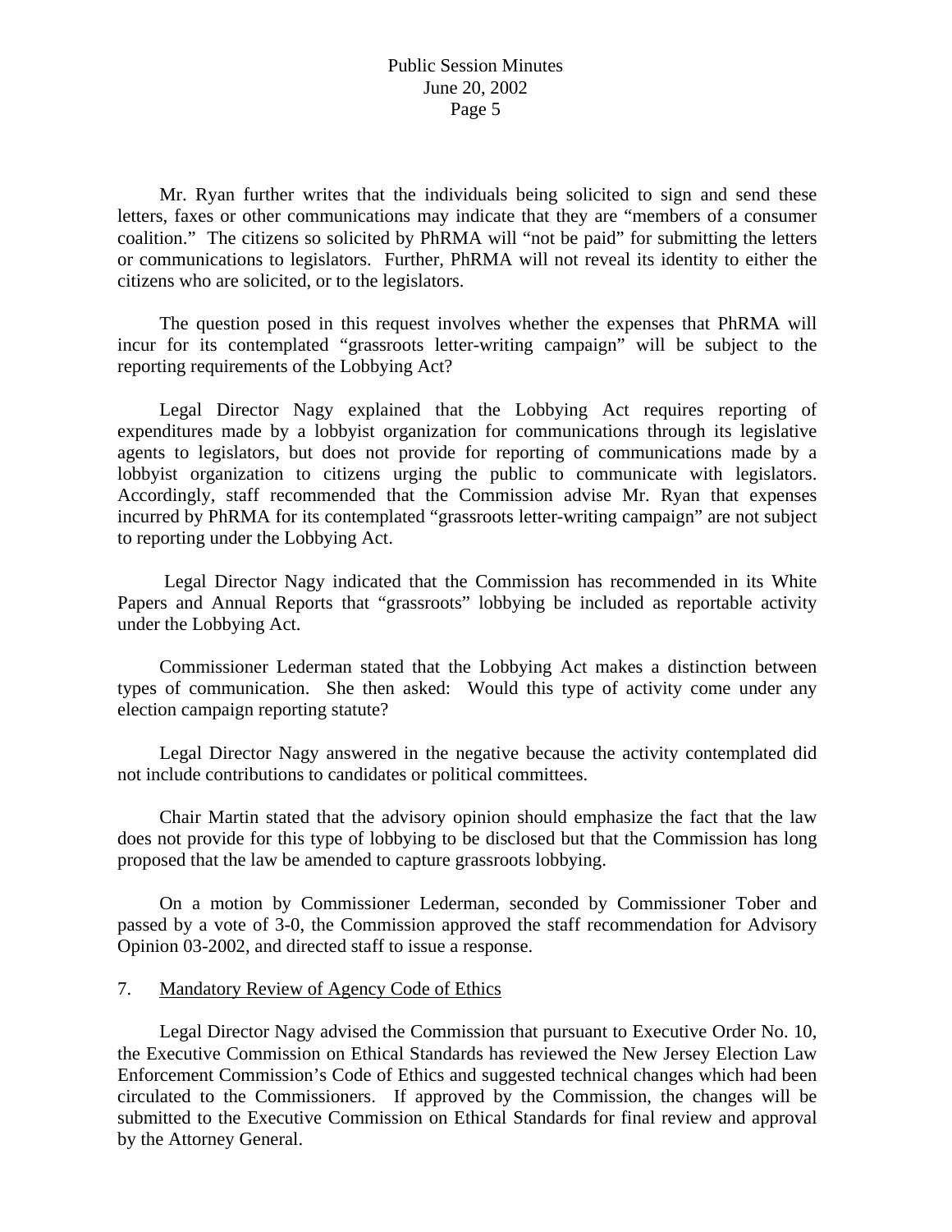Mr. Ryan further writes that the individuals being solicited to sign and send these letters, faxes or other communications may indicate that they are "members of a consumer coalition." The citizens so solicited by PhRMA will "not be paid" for submitting the letters or communications to legislators. Further, PhRMA will not reveal its identity to either the citizens who are solicited, or to the legislators.

The question posed in this request involves whether the expenses that PhRMA will incur for its contemplated "grassroots letter-writing campaign" will be subject to the reporting requirements of the Lobbying Act?

Legal Director Nagy explained that the Lobbying Act requires reporting of expenditures made by a lobbyist organization for communications through its legislative agents to legislators, but does not provide for reporting of communications made by a lobbyist organization to citizens urging the public to communicate with legislators. Accordingly, staff recommended that the Commission advise Mr. Ryan that expenses incurred by PhRMA for its contemplated "grassroots letter-writing campaign" are not subject to reporting under the Lobbying Act.

Legal Director Nagy indicated that the Commission has recommended in its White Papers and Annual Reports that "grassroots" lobbying be included as reportable activity under the Lobbying Act.

Commissioner Lederman stated that the Lobbying Act makes a distinction between types of communication. She then asked: Would this type of activity come under any election campaign reporting statute?

Legal Director Nagy answered in the negative because the activity contemplated did not include contributions to candidates or political committees.

Chair Martin stated that the advisory opinion should emphasize the fact that the law does not provide for this type of lobbying to be disclosed but that the Commission has long proposed that the law be amended to capture grassroots lobbying.

On a motion by Commissioner Lederman, seconded by Commissioner Tober and passed by a vote of 3-0, the Commission approved the staff recommendation for Advisory Opinion 03-2002, and directed staff to issue a response.

7. <u>Mandatory Review of Agency Code of Ethics</u>

Legal Director Nagy advised the Commission that pursuant to Executive Order No. 10, the Executive Commission on Ethical Standards has reviewed the New Jersey Election Law Enforcement Commission's Code of Ethics and suggested technical changes which had been circulated to the Commissioners. If approved by the Commission, the changes will be submitted to the Executive Commission on Ethical Standards for final review and approval by the Attorney General.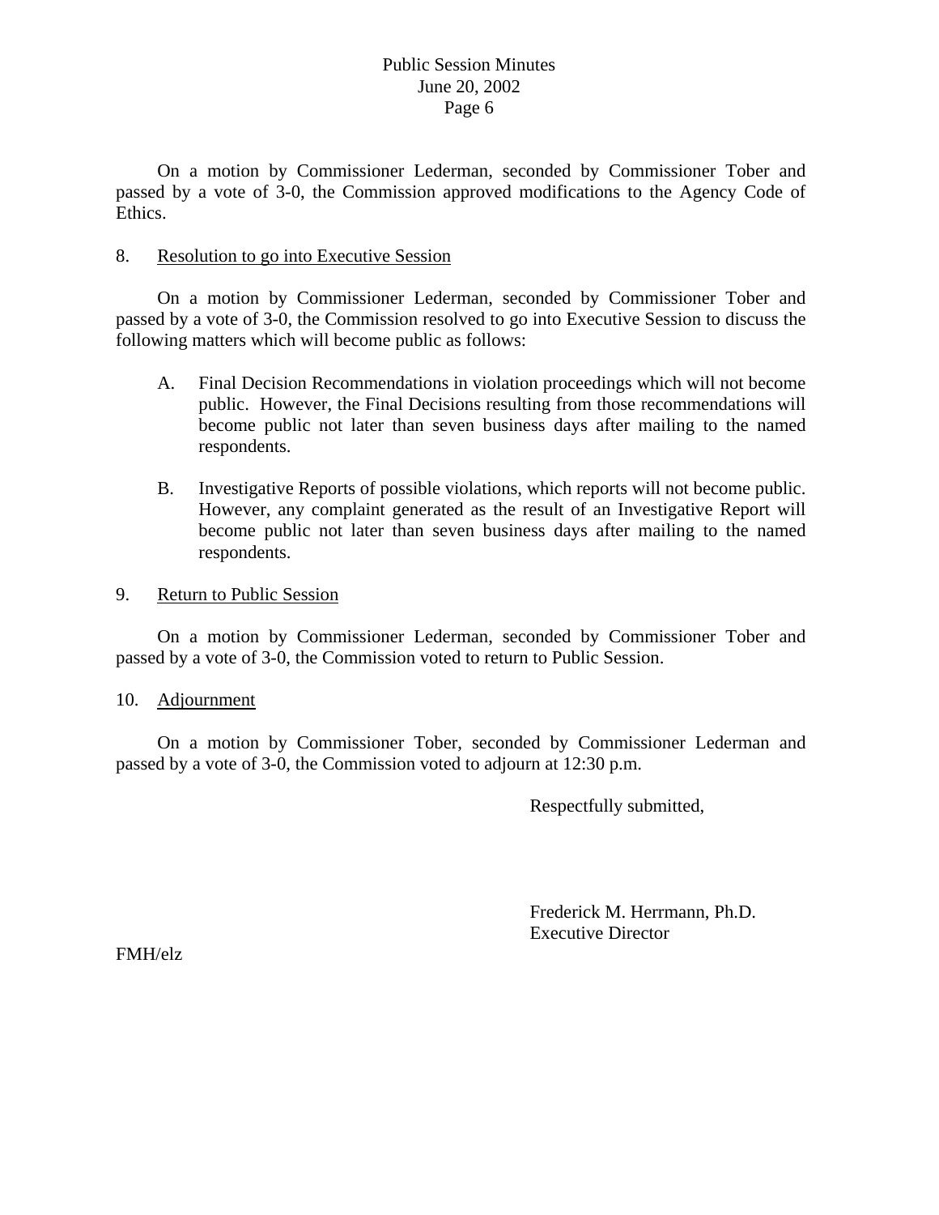On a motion by Commissioner Lederman, seconded by Commissioner Tober and passed by a vote of 3-0, the Commission approved modifications to the Agency Code of Ethics.

8. Resolution to go into Executive Session

On a motion by Commissioner Lederman, seconded by Commissioner Tober and passed by a vote of 3-0, the Commission resolved to go into Executive Session to discuss the following matters which will become public as follows:

A. Final Decision Recommendations in violation proceedings which will not become public. However, the Final Decisions resulting from those recommendations will become public not later than seven business days after mailing to the named respondents.

B. Investigative Reports of possible violations, which reports will not become public. However, any complaint generated as the result of an Investigative Report will become public not later than seven business days after mailing to the named respondents.

9. Return to Public Session

On a motion by Commissioner Lederman, seconded by Commissioner Tober and passed by a vote of 3-0, the Commission voted to return to Public Session.

10. Adjournment

On a motion by Commissioner Tober, seconded by Commissioner Lederman and passed by a vote of 3-0, the Commission voted to adjourn at 12:30 p.m.

Respectfully submitted,

Frederick M. Herrmann, Ph.D.
Executive Director

FMH/elz